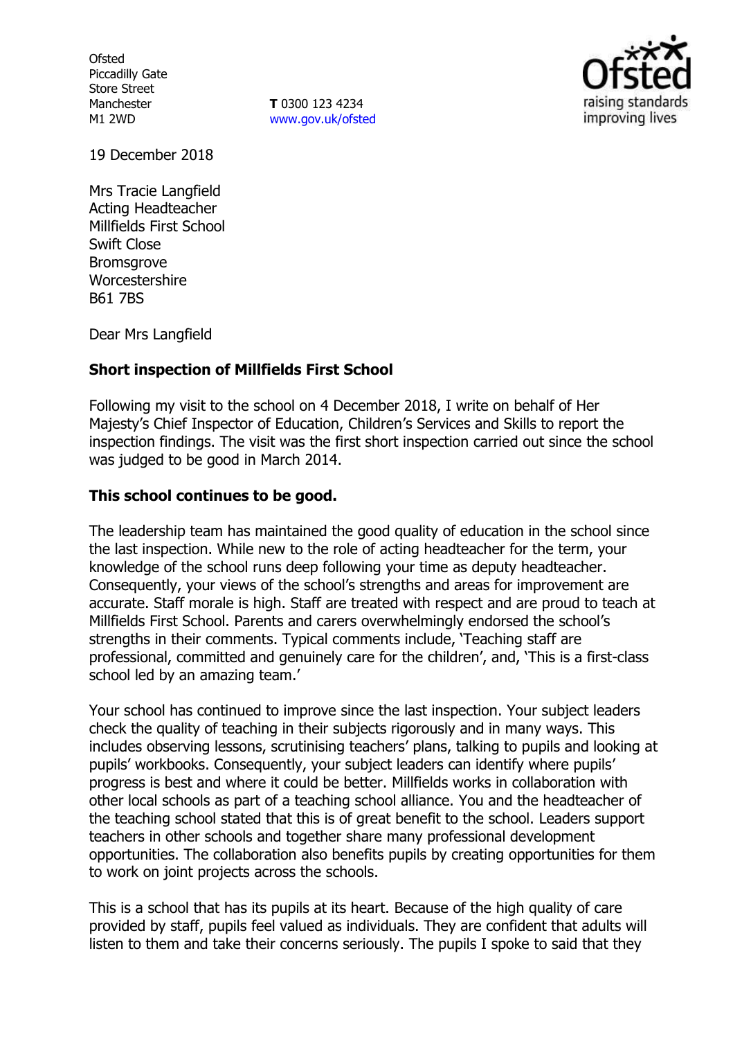Ofsted
Piccadilly Gate
Store Street
Manchester
M1 2WD

**T** 0300 123 4234
www.gov.uk/ofsted

19 December 2018

Mrs Tracie Langfield
Acting Headteacher
Millfields First School
Swift Close
Bromsgrove
Worcestershire
B61 7BS

Dear Mrs Langfield

**Short inspection of Millfields First School**

Following my visit to the school on 4 December 2018, I write on behalf of Her Majesty's Chief Inspector of Education, Children's Services and Skills to report the inspection findings. The visit was the first short inspection carried out since the school was judged to be good in March 2014.

**This school continues to be good.**

The leadership team has maintained the good quality of education in the school since the last inspection. While new to the role of acting headteacher for the term, your knowledge of the school runs deep following your time as deputy headteacher. Consequently, your views of the school's strengths and areas for improvement are accurate. Staff morale is high. Staff are treated with respect and are proud to teach at Millfields First School. Parents and carers overwhelmingly endorsed the school's strengths in their comments. Typical comments include, 'Teaching staff are professional, committed and genuinely care for the children', and, 'This is a first-class school led by an amazing team.'

Your school has continued to improve since the last inspection. Your subject leaders check the quality of teaching in their subjects rigorously and in many ways. This includes observing lessons, scrutinising teachers' plans, talking to pupils and looking at pupils' workbooks. Consequently, your subject leaders can identify where pupils' progress is best and where it could be better. Millfields works in collaboration with other local schools as part of a teaching school alliance. You and the headteacher of the teaching school stated that this is of great benefit to the school. Leaders support teachers in other schools and together share many professional development opportunities. The collaboration also benefits pupils by creating opportunities for them to work on joint projects across the schools.

This is a school that has its pupils at its heart. Because of the high quality of care provided by staff, pupils feel valued as individuals. They are confident that adults will listen to them and take their concerns seriously. The pupils I spoke to said that they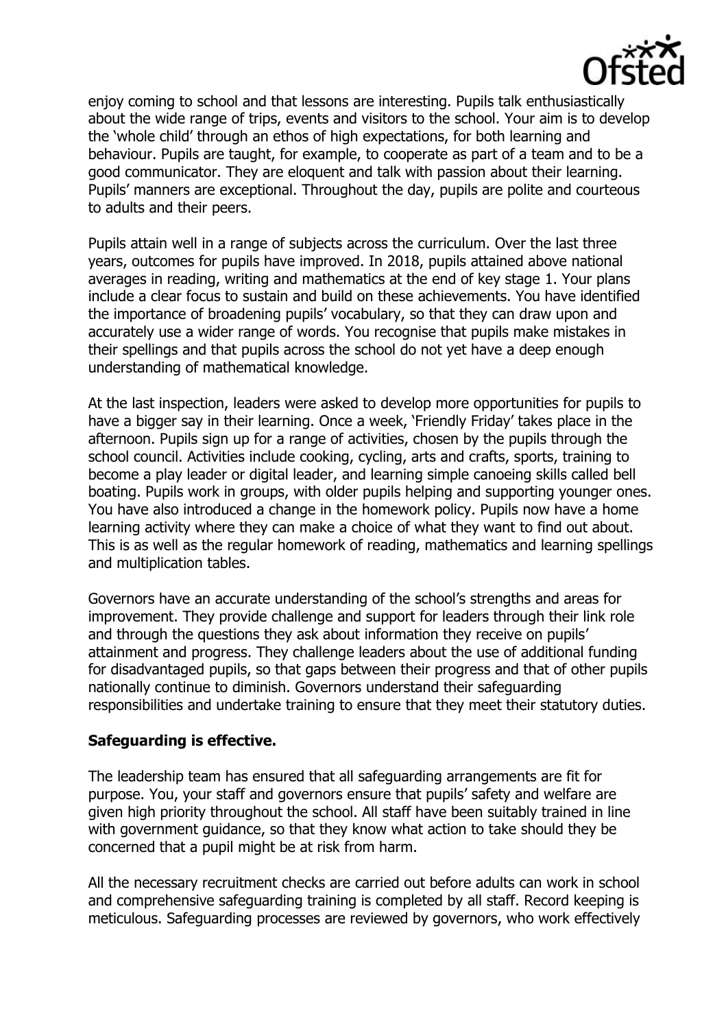enjoy coming to school and that lessons are interesting. Pupils talk enthusiastically about the wide range of trips, events and visitors to the school. Your aim is to develop the 'whole child' through an ethos of high expectations, for both learning and behaviour. Pupils are taught, for example, to cooperate as part of a team and to be a good communicator. They are eloquent and talk with passion about their learning. Pupils' manners are exceptional. Throughout the day, pupils are polite and courteous to adults and their peers.

Pupils attain well in a range of subjects across the curriculum. Over the last three years, outcomes for pupils have improved. In 2018, pupils attained above national averages in reading, writing and mathematics at the end of key stage 1. Your plans include a clear focus to sustain and build on these achievements. You have identified the importance of broadening pupils' vocabulary, so that they can draw upon and accurately use a wider range of words. You recognise that pupils make mistakes in their spellings and that pupils across the school do not yet have a deep enough understanding of mathematical knowledge.

At the last inspection, leaders were asked to develop more opportunities for pupils to have a bigger say in their learning. Once a week, 'Friendly Friday' takes place in the afternoon. Pupils sign up for a range of activities, chosen by the pupils through the school council. Activities include cooking, cycling, arts and crafts, sports, training to become a play leader or digital leader, and learning simple canoeing skills called bell boating. Pupils work in groups, with older pupils helping and supporting younger ones. You have also introduced a change in the homework policy. Pupils now have a home learning activity where they can make a choice of what they want to find out about. This is as well as the regular homework of reading, mathematics and learning spellings and multiplication tables.

Governors have an accurate understanding of the school's strengths and areas for improvement. They provide challenge and support for leaders through their link role and through the questions they ask about information they receive on pupils' attainment and progress. They challenge leaders about the use of additional funding for disadvantaged pupils, so that gaps between their progress and that of other pupils nationally continue to diminish. Governors understand their safeguarding responsibilities and undertake training to ensure that they meet their statutory duties.

**Safeguarding is effective.**

The leadership team has ensured that all safeguarding arrangements are fit for purpose. You, your staff and governors ensure that pupils' safety and welfare are given high priority throughout the school. All staff have been suitably trained in line with government guidance, so that they know what action to take should they be concerned that a pupil might be at risk from harm.

All the necessary recruitment checks are carried out before adults can work in school and comprehensive safeguarding training is completed by all staff. Record keeping is meticulous. Safeguarding processes are reviewed by governors, who work effectively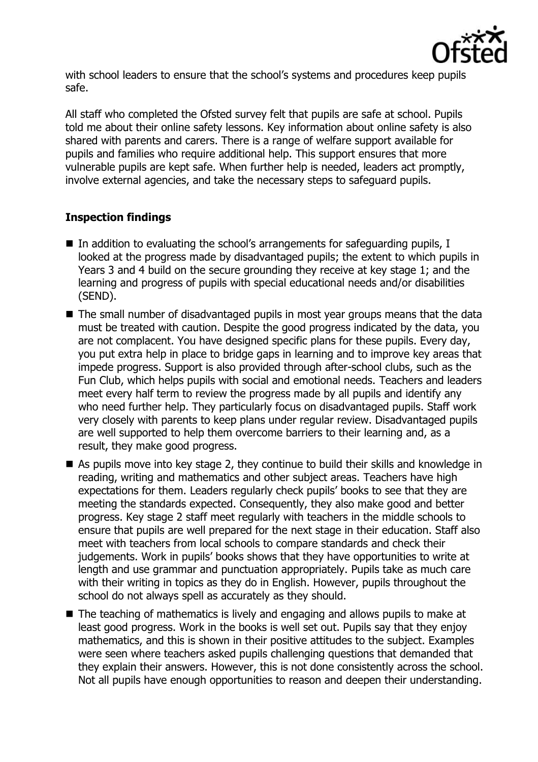with school leaders to ensure that the school's systems and procedures keep pupils safe.

All staff who completed the Ofsted survey felt that pupils are safe at school. Pupils told me about their online safety lessons. Key information about online safety is also shared with parents and carers. There is a range of welfare support available for pupils and families who require additional help. This support ensures that more vulnerable pupils are kept safe. When further help is needed, leaders act promptly, involve external agencies, and take the necessary steps to safeguard pupils.

## Inspection findings

- In addition to evaluating the school's arrangements for safeguarding pupils, I looked at the progress made by disadvantaged pupils; the extent to which pupils in Years 3 and 4 build on the secure grounding they receive at key stage 1; and the learning and progress of pupils with special educational needs and/or disabilities (SEND).
- The small number of disadvantaged pupils in most year groups means that the data must be treated with caution. Despite the good progress indicated by the data, you are not complacent. You have designed specific plans for these pupils. Every day, you put extra help in place to bridge gaps in learning and to improve key areas that impede progress. Support is also provided through after-school clubs, such as the Fun Club, which helps pupils with social and emotional needs. Teachers and leaders meet every half term to review the progress made by all pupils and identify any who need further help. They particularly focus on disadvantaged pupils. Staff work very closely with parents to keep plans under regular review. Disadvantaged pupils are well supported to help them overcome barriers to their learning and, as a result, they make good progress.
- As pupils move into key stage 2, they continue to build their skills and knowledge in reading, writing and mathematics and other subject areas. Teachers have high expectations for them. Leaders regularly check pupils' books to see that they are meeting the standards expected. Consequently, they also make good and better progress. Key stage 2 staff meet regularly with teachers in the middle schools to ensure that pupils are well prepared for the next stage in their education. Staff also meet with teachers from local schools to compare standards and check their judgements. Work in pupils' books shows that they have opportunities to write at length and use grammar and punctuation appropriately. Pupils take as much care with their writing in topics as they do in English. However, pupils throughout the school do not always spell as accurately as they should.
- The teaching of mathematics is lively and engaging and allows pupils to make at least good progress. Work in the books is well set out. Pupils say that they enjoy mathematics, and this is shown in their positive attitudes to the subject. Examples were seen where teachers asked pupils challenging questions that demanded that they explain their answers. However, this is not done consistently across the school. Not all pupils have enough opportunities to reason and deepen their understanding.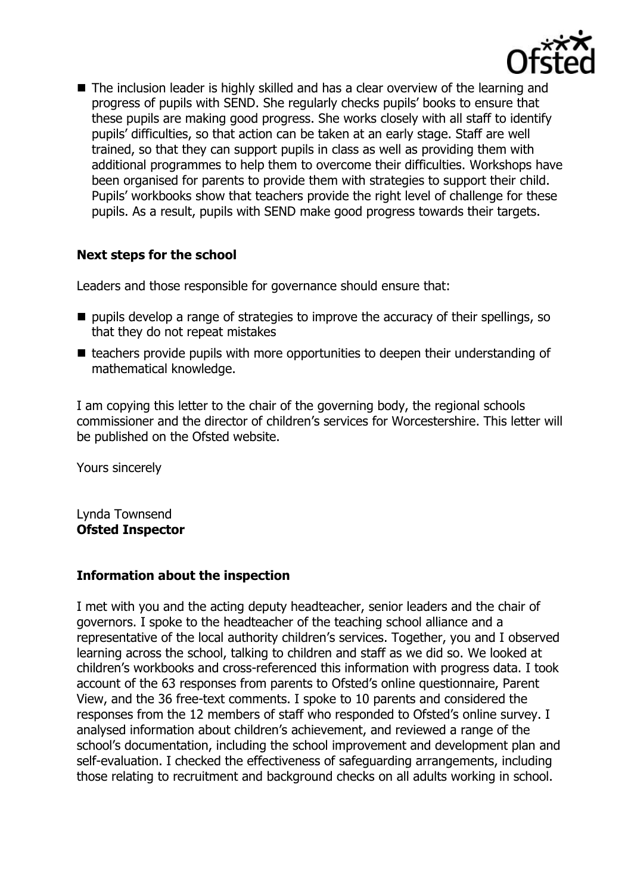- The inclusion leader is highly skilled and has a clear overview of the learning and progress of pupils with SEND. She regularly checks pupils' books to ensure that these pupils are making good progress. She works closely with all staff to identify pupils' difficulties, so that action can be taken at an early stage. Staff are well trained, so that they can support pupils in class as well as providing them with additional programmes to help them to overcome their difficulties. Workshops have been organised for parents to provide them with strategies to support their child. Pupils' workbooks show that teachers provide the right level of challenge for these pupils. As a result, pupils with SEND make good progress towards their targets.

## Next steps for the school

Leaders and those responsible for governance should ensure that:

- pupils develop a range of strategies to improve the accuracy of their spellings, so that they do not repeat mistakes
- teachers provide pupils with more opportunities to deepen their understanding of mathematical knowledge.

I am copying this letter to the chair of the governing body, the regional schools commissioner and the director of children's services for Worcestershire. This letter will be published on the Ofsted website.

Yours sincerely

Lynda Townsend
**Ofsted Inspector**

## Information about the inspection

I met with you and the acting deputy headteacher, senior leaders and the chair of governors. I spoke to the headteacher of the teaching school alliance and a representative of the local authority children's services. Together, you and I observed learning across the school, talking to children and staff as we did so. We looked at children's workbooks and cross-referenced this information with progress data. I took account of the 63 responses from parents to Ofsted's online questionnaire, Parent View, and the 36 free-text comments. I spoke to 10 parents and considered the responses from the 12 members of staff who responded to Ofsted's online survey. I analysed information about children's achievement, and reviewed a range of the school's documentation, including the school improvement and development plan and self-evaluation. I checked the effectiveness of safeguarding arrangements, including those relating to recruitment and background checks on all adults working in school.